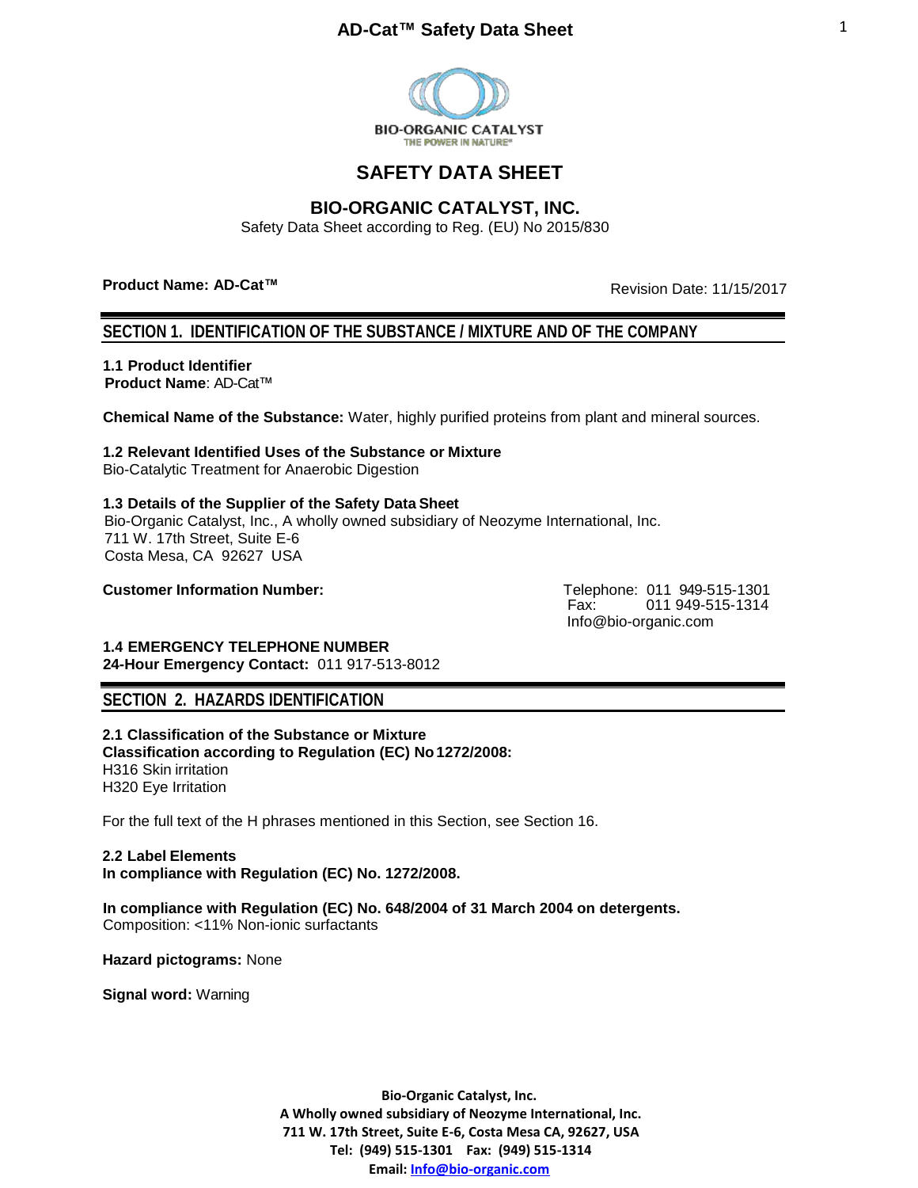# SAFETY DATA SHEET

## BIO-ORGANIC CATALYST, INC.

Safety Data Sheet according to Reg. (EU) No 2015/830

**Product Name: AD-Cat™** Revision Date: 11/15/2017

## SECTION 1. IDENTIFICATION OF THE SUBSTANCE / MIXTURE AND OF THE COMPANY

**1.1 Product Identifier**
**Product Name**: AD-Cat™

**Chemical Name of the Substance:** Water, highly purified proteins from plant and mineral sources.

**1.2 Relevant Identified Uses of the Substance or Mixture**
Bio-Catalytic Treatment for Anaerobic Digestion

**1.3 Details of the Supplier of the Safety Data Sheet**
Bio-Organic Catalyst, Inc., A wholly owned subsidiary of Neozyme International, Inc.
711 W. 17th Street, Suite E-6
Costa Mesa, CA 92627 USA

**Customer Information Number:**
Telephone: 011 949-515-1301
Fax: 011 949-515-1314
Info@bio-organic.com

**1.4 EMERGENCY TELEPHONE NUMBER**
**24-Hour Emergency Contact:** 011 917-513-8012

## SECTION 2. HAZARDS IDENTIFICATION

**2.1 Classification of the Substance or Mixture**
**Classification according to Regulation (EC) No 1272/2008:**
H316 Skin irritation
H320 Eye Irritation

For the full text of the H phrases mentioned in this Section, see Section 16.

**2.2 Label Elements**
**In compliance with Regulation (EC) No. 1272/2008.**

**In compliance with Regulation (EC) No. 648/2004 of 31 March 2004 on detergents.**
Composition: <11% Non-ionic surfactants

**Hazard pictograms:** None

**Signal word:** Warning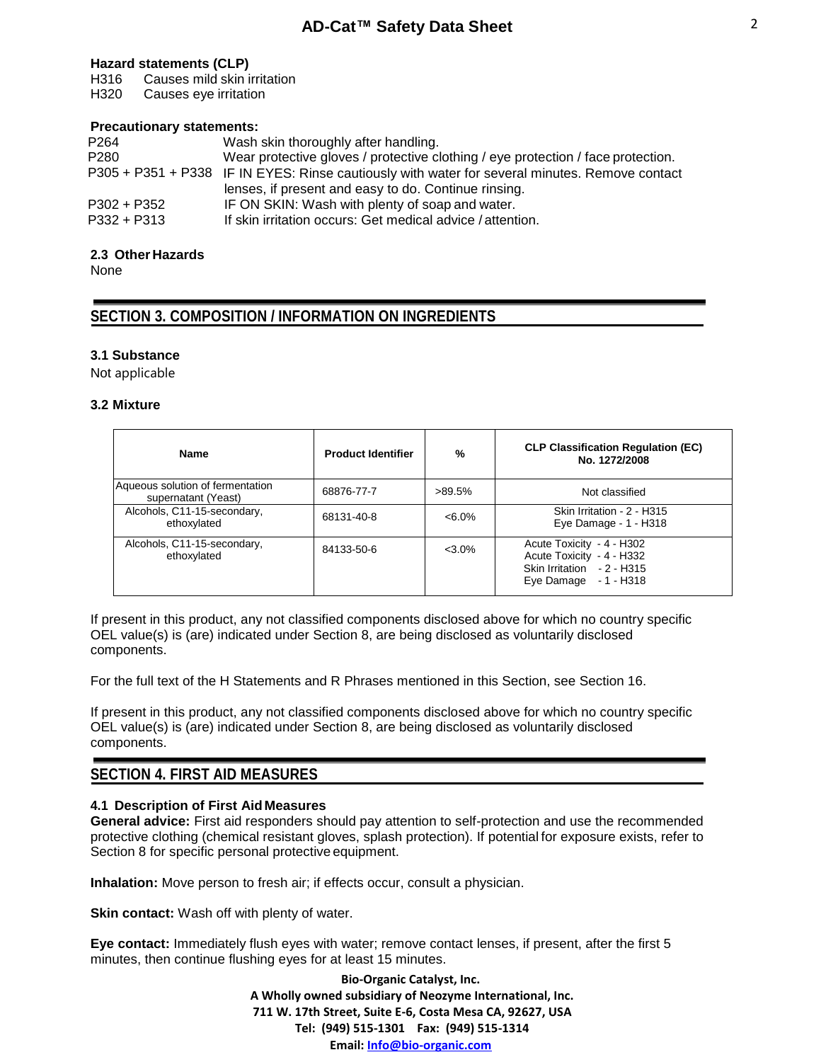**Hazard statements (CLP)**

H316 Causes mild skin irritation
H320 Causes eye irritation

**Precautionary statements:**

| | |
|---|---|
| P264 | Wash skin thoroughly after handling. |
| P280 | Wear protective gloves / protective clothing / eye protection / face protection. |
| P305 + P351 + P338 | IF IN EYES: Rinse cautiously with water for several minutes. Remove contact lenses, if present and easy to do. Continue rinsing. |
| P302 + P352 | IF ON SKIN: Wash with plenty of soap and water. |
| P332 + P313 | If skin irritation occurs: Get medical advice / attention. |

### 2.3 Other Hazards

None

## SECTION 3. COMPOSITION / INFORMATION ON INGREDIENTS

### 3.1 Substance

Not applicable

### 3.2 Mixture

| Name | Product Identifier | % | CLP Classification Regulation (EC) No. 1272/2008 |
|---|---|---|---|
| Aqueous solution of fermentation supernatant (Yeast) | 68876-77-7 | >89.5% | Not classified |
| Alcohols, C11-15-secondary, ethoxylated | 68131-40-8 | <6.0% | Skin Irritation - 2 - H315<br>Eye Damage - 1 - H318 |
| Alcohols, C11-15-secondary, ethoxylated | 84133-50-6 | <3.0% | Acute Toxicity - 4 - H302<br>Acute Toxicity - 4 - H332<br>Skin Irritation - 2 - H315<br>Eye Damage - 1 - H318 |

If present in this product, any not classified components disclosed above for which no country specific OEL value(s) is (are) indicated under Section 8, are being disclosed as voluntarily disclosed components.

For the full text of the H Statements and R Phrases mentioned in this Section, see Section 16.

If present in this product, any not classified components disclosed above for which no country specific OEL value(s) is (are) indicated under Section 8, are being disclosed as voluntarily disclosed components.

## SECTION 4. FIRST AID MEASURES

### 4.1 Description of First Aid Measures

**General advice:** First aid responders should pay attention to self-protection and use the recommended protective clothing (chemical resistant gloves, splash protection). If potential for exposure exists, refer to Section 8 for specific personal protective equipment.

**Inhalation:** Move person to fresh air; if effects occur, consult a physician.

**Skin contact:** Wash off with plenty of water.

**Eye contact:** Immediately flush eyes with water; remove contact lenses, if present, after the first 5 minutes, then continue flushing eyes for at least 15 minutes.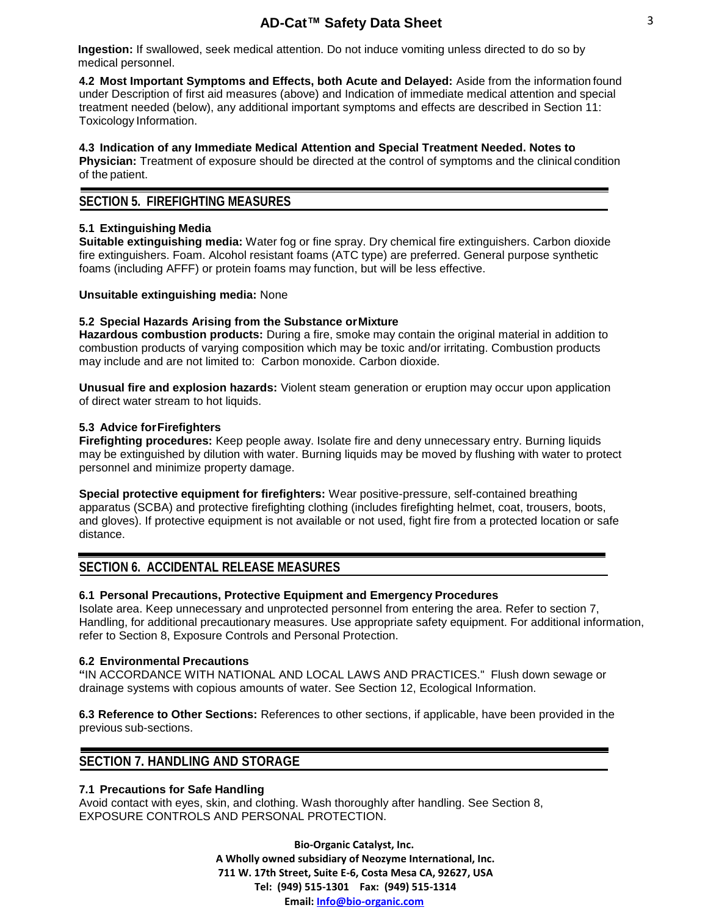**Ingestion:** If swallowed, seek medical attention. Do not induce vomiting unless directed to do so by medical personnel.

**4.2 Most Important Symptoms and Effects, both Acute and Delayed:** Aside from the information found under Description of first aid measures (above) and Indication of immediate medical attention and special treatment needed (below), any additional important symptoms and effects are described in Section 11: Toxicology Information.

**4.3 Indication of any Immediate Medical Attention and Special Treatment Needed. Notes to Physician:** Treatment of exposure should be directed at the control of symptoms and the clinical condition of the patient.

## SECTION 5. FIREFIGHTING MEASURES

**5.1 Extinguishing Media**
**Suitable extinguishing media:** Water fog or fine spray. Dry chemical fire extinguishers. Carbon dioxide fire extinguishers. Foam. Alcohol resistant foams (ATC type) are preferred. General purpose synthetic foams (including AFFF) or protein foams may function, but will be less effective.

**Unsuitable extinguishing media:** None

**5.2 Special Hazards Arising from the Substance or Mixture**
**Hazardous combustion products:** During a fire, smoke may contain the original material in addition to combustion products of varying composition which may be toxic and/or irritating. Combustion products may include and are not limited to: Carbon monoxide. Carbon dioxide.

**Unusual fire and explosion hazards:** Violent steam generation or eruption may occur upon application of direct water stream to hot liquids.

**5.3 Advice for Firefighters**
**Firefighting procedures:** Keep people away. Isolate fire and deny unnecessary entry. Burning liquids may be extinguished by dilution with water. Burning liquids may be moved by flushing with water to protect personnel and minimize property damage.

**Special protective equipment for firefighters:** Wear positive-pressure, self-contained breathing apparatus (SCBA) and protective firefighting clothing (includes firefighting helmet, coat, trousers, boots, and gloves). If protective equipment is not available or not used, fight fire from a protected location or safe distance.

## SECTION 6. ACCIDENTAL RELEASE MEASURES

**6.1 Personal Precautions, Protective Equipment and Emergency Procedures**
Isolate area. Keep unnecessary and unprotected personnel from entering the area. Refer to section 7, Handling, for additional precautionary measures. Use appropriate safety equipment. For additional information, refer to Section 8, Exposure Controls and Personal Protection.

**6.2 Environmental Precautions**
**"**IN ACCORDANCE WITH NATIONAL AND LOCAL LAWS AND PRACTICES." Flush down sewage or drainage systems with copious amounts of water. See Section 12, Ecological Information.

**6.3 Reference to Other Sections:** References to other sections, if applicable, have been provided in the previous sub-sections.

## SECTION 7. HANDLING AND STORAGE

**7.1 Precautions for Safe Handling**
Avoid contact with eyes, skin, and clothing. Wash thoroughly after handling. See Section 8, EXPOSURE CONTROLS AND PERSONAL PROTECTION.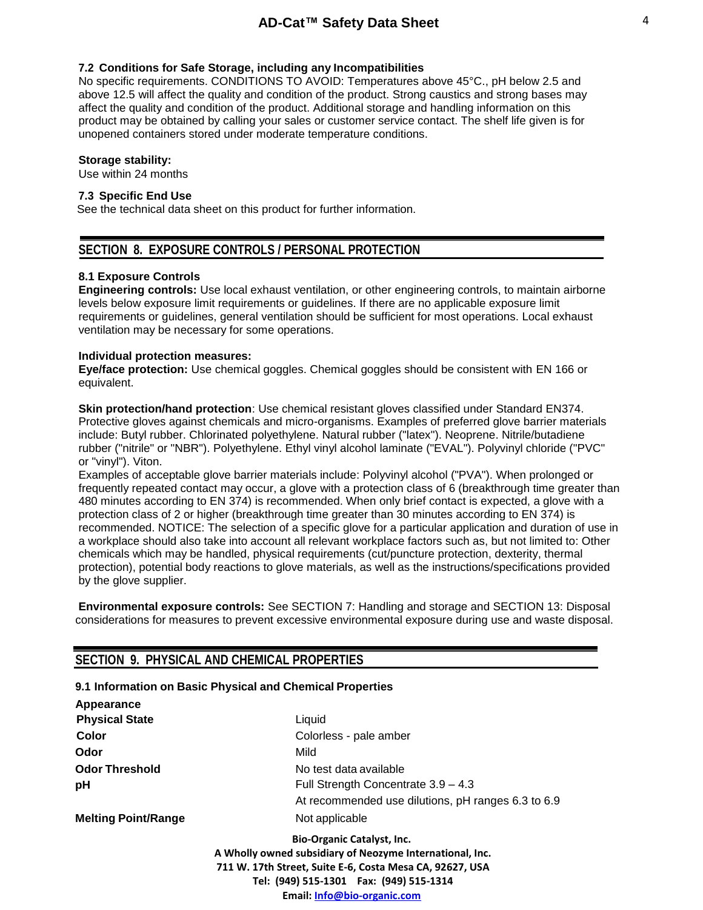### 7.2 Conditions for Safe Storage, including any Incompatibilities

No specific requirements. CONDITIONS TO AVOID: Temperatures above 45°C., pH below 2.5 and above 12.5 will affect the quality and condition of the product. Strong caustics and strong bases may affect the quality and condition of the product. Additional storage and handling information on this product may be obtained by calling your sales or customer service contact. The shelf life given is for unopened containers stored under moderate temperature conditions.

**Storage stability:**
Use within 24 months

### 7.3 Specific End Use

See the technical data sheet on this product for further information.

## SECTION 8. EXPOSURE CONTROLS / PERSONAL PROTECTION

### 8.1 Exposure Controls

**Engineering controls:** Use local exhaust ventilation, or other engineering controls, to maintain airborne levels below exposure limit requirements or guidelines. If there are no applicable exposure limit requirements or guidelines, general ventilation should be sufficient for most operations. Local exhaust ventilation may be necessary for some operations.

**Individual protection measures:**
**Eye/face protection:** Use chemical goggles. Chemical goggles should be consistent with EN 166 or equivalent.

**Skin protection/hand protection**: Use chemical resistant gloves classified under Standard EN374. Protective gloves against chemicals and micro-organisms. Examples of preferred glove barrier materials include: Butyl rubber. Chlorinated polyethylene. Natural rubber ("latex"). Neoprene. Nitrile/butadiene rubber ("nitrile" or "NBR"). Polyethylene. Ethyl vinyl alcohol laminate ("EVAL"). Polyvinyl chloride ("PVC" or "vinyl"). Viton.
Examples of acceptable glove barrier materials include: Polyvinyl alcohol ("PVA"). When prolonged or frequently repeated contact may occur, a glove with a protection class of 6 (breakthrough time greater than 480 minutes according to EN 374) is recommended. When only brief contact is expected, a glove with a protection class of 2 or higher (breakthrough time greater than 30 minutes according to EN 374) is recommended. NOTICE: The selection of a specific glove for a particular application and duration of use in a workplace should also take into account all relevant workplace factors such as, but not limited to: Other chemicals which may be handled, physical requirements (cut/puncture protection, dexterity, thermal protection), potential body reactions to glove materials, as well as the instructions/specifications provided by the glove supplier.

**Environmental exposure controls:** See SECTION 7: Handling and storage and SECTION 13: Disposal considerations for measures to prevent excessive environmental exposure during use and waste disposal.

## SECTION 9. PHYSICAL AND CHEMICAL PROPERTIES

### 9.1 Information on Basic Physical and Chemical Properties

| **Appearance** | |
|---|---|
| **Physical State** | Liquid |
| **Color** | Colorless - pale amber |
| **Odor** | Mild |
| **Odor Threshold** | No test data available |
| **pH** | Full Strength Concentrate 3.9 – 4.3 |
| | At recommended use dilutions, pH ranges 6.3 to 6.9 |
| **Melting Point/Range** | Not applicable |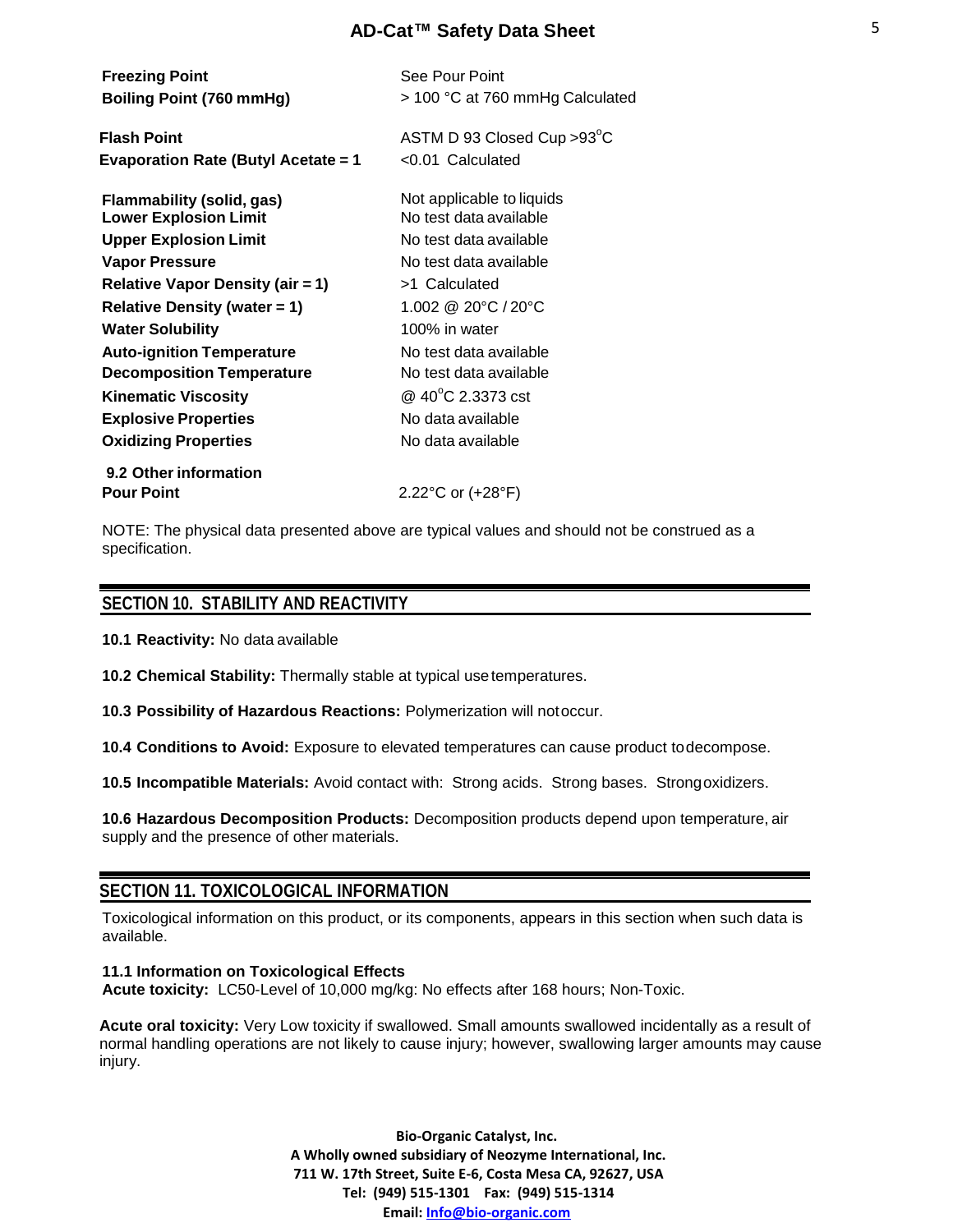| Property | Value |
| --- | --- |
| **Freezing Point** | See Pour Point |
| **Boiling Point (760 mmHg)** | > 100 °C at 760 mmHg Calculated |
| **Flash Point** | ASTM D 93 Closed Cup >93°C |
| **Evaporation Rate (Butyl Acetate = 1** | <0.01 Calculated |
| **Flammability (solid, gas)** | Not applicable to liquids |
| **Lower Explosion Limit** | No test data available |
| **Upper Explosion Limit** | No test data available |
| **Vapor Pressure** | No test data available |
| **Relative Vapor Density (air = 1)** | >1 Calculated |
| **Relative Density (water = 1)** | 1.002 @ 20°C / 20°C |
| **Water Solubility** | 100% in water |
| **Auto-ignition Temperature** | No test data available |
| **Decomposition Temperature** | No test data available |
| **Kinematic Viscosity** | @ 40°C 2.3373 cst |
| **Explosive Properties** | No data available |
| **Oxidizing Properties** | No data available |

**9.2 Other information**

| Property | Value |
| --- | --- |
| **Pour Point** | 2.22°C or (+28°F) |

NOTE: The physical data presented above are typical values and should not be construed as a specification.

## SECTION 10. STABILITY AND REACTIVITY

**10.1 Reactivity:** No data available

**10.2 Chemical Stability:** Thermally stable at typical use temperatures.

**10.3 Possibility of Hazardous Reactions:** Polymerization will not occur.

**10.4 Conditions to Avoid:** Exposure to elevated temperatures can cause product to decompose.

**10.5 Incompatible Materials:** Avoid contact with: Strong acids. Strong bases. Strong oxidizers.

**10.6 Hazardous Decomposition Products:** Decomposition products depend upon temperature, air supply and the presence of other materials.

## SECTION 11. TOXICOLOGICAL INFORMATION

Toxicological information on this product, or its components, appears in this section when such data is available.

**11.1 Information on Toxicological Effects**
**Acute toxicity:** LC50-Level of 10,000 mg/kg: No effects after 168 hours; Non-Toxic.

**Acute oral toxicity:** Very Low toxicity if swallowed. Small amounts swallowed incidentally as a result of normal handling operations are not likely to cause injury; however, swallowing larger amounts may cause injury.

**Bio-Organic Catalyst, Inc.**
**A Wholly owned subsidiary of Neozyme International, Inc.**
**711 W. 17th Street, Suite E-6, Costa Mesa CA, 92627, USA**
**Tel: (949) 515-1301 Fax: (949) 515-1314**
**Email: Info@bio-organic.com**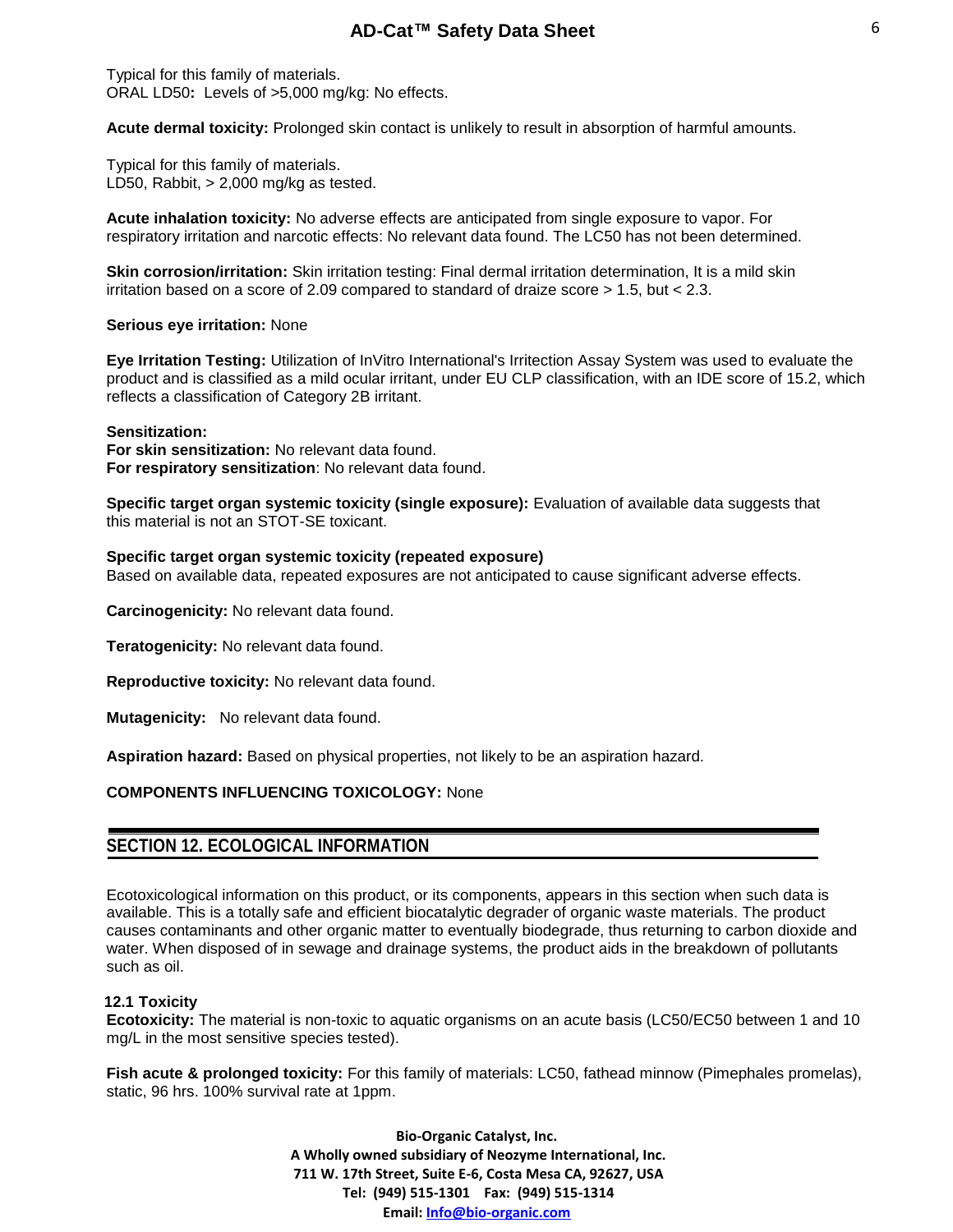Typical for this family of materials.
ORAL LD50**:** Levels of >5,000 mg/kg: No effects.

**Acute dermal toxicity:** Prolonged skin contact is unlikely to result in absorption of harmful amounts.

Typical for this family of materials.
LD50, Rabbit, > 2,000 mg/kg as tested.

**Acute inhalation toxicity:** No adverse effects are anticipated from single exposure to vapor. For respiratory irritation and narcotic effects: No relevant data found. The LC50 has not been determined.

**Skin corrosion/irritation:** Skin irritation testing: Final dermal irritation determination, It is a mild skin irritation based on a score of 2.09 compared to standard of draize score > 1.5, but < 2.3.

**Serious eye irritation:** None

**Eye Irritation Testing:** Utilization of InVitro International's Irritection Assay System was used to evaluate the product and is classified as a mild ocular irritant, under EU CLP classification, with an IDE score of 15.2, which reflects a classification of Category 2B irritant.

**Sensitization:**
**For skin sensitization:** No relevant data found.
**For respiratory sensitization**: No relevant data found.

**Specific target organ systemic toxicity (single exposure):** Evaluation of available data suggests that this material is not an STOT-SE toxicant.

**Specific target organ systemic toxicity (repeated exposure)**
Based on available data, repeated exposures are not anticipated to cause significant adverse effects.

**Carcinogenicity:** No relevant data found.

**Teratogenicity:** No relevant data found.

**Reproductive toxicity:** No relevant data found.

**Mutagenicity:** No relevant data found.

**Aspiration hazard:** Based on physical properties, not likely to be an aspiration hazard.

**COMPONENTS INFLUENCING TOXICOLOGY:** None

## SECTION 12. ECOLOGICAL INFORMATION

Ecotoxicological information on this product, or its components, appears in this section when such data is available. This is a totally safe and efficient biocatalytic degrader of organic waste materials. The product causes contaminants and other organic matter to eventually biodegrade, thus returning to carbon dioxide and water. When disposed of in sewage and drainage systems, the product aids in the breakdown of pollutants such as oil.

### 12.1 Toxicity

**Ecotoxicity:** The material is non-toxic to aquatic organisms on an acute basis (LC50/EC50 between 1 and 10 mg/L in the most sensitive species tested).

**Fish acute & prolonged toxicity:** For this family of materials: LC50, fathead minnow (Pimephales promelas), static, 96 hrs. 100% survival rate at 1ppm.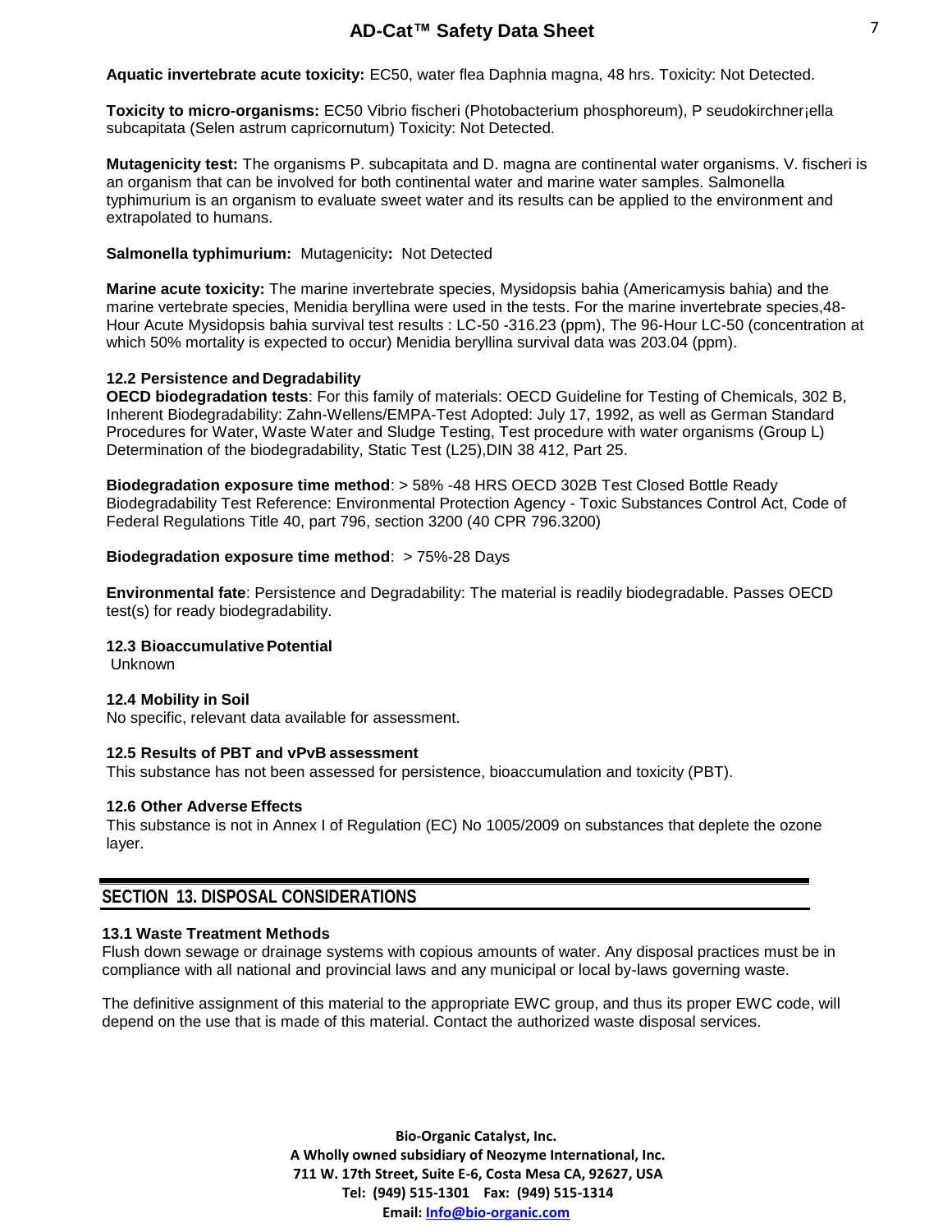**Aquatic invertebrate acute toxicity:** EC50, water flea Daphnia magna, 48 hrs. Toxicity: Not Detected.

**Toxicity to micro-organisms:** EC50 Vibrio fischeri (Photobacterium phosphoreum), P seudokirchner¡ella subcapitata (Selen astrum capricornutum) Toxicity: Not Detected.

**Mutagenicity test:** The organisms P. subcapitata and D. magna are continental water organisms. V. fischeri is an organism that can be involved for both continental water and marine water samples. Salmonella typhimurium is an organism to evaluate sweet water and its results can be applied to the environment and extrapolated to humans.

**Salmonella typhimurium:** Mutagenicity**:** Not Detected

**Marine acute toxicity:** The marine invertebrate species, Mysidopsis bahia (Americamysis bahia) and the marine vertebrate species, Menidia beryllina were used in the tests. For the marine invertebrate species,48-Hour Acute Mysidopsis bahia survival test results : LC-50 -316.23 (ppm), The 96-Hour LC-50 (concentration at which 50% mortality is expected to occur) Menidia beryllina survival data was 203.04 (ppm).

### 12.2 Persistence and Degradability

**OECD biodegradation tests**: For this family of materials: OECD Guideline for Testing of Chemicals, 302 B, Inherent Biodegradability: Zahn-Wellens/EMPA-Test Adopted: July 17, 1992, as well as German Standard Procedures for Water, Waste Water and Sludge Testing, Test procedure with water organisms (Group L) Determination of the biodegradability, Static Test (L25),DIN 38 412, Part 25.

**Biodegradation exposure time method**: > 58% -48 HRS OECD 302B Test Closed Bottle Ready Biodegradability Test Reference: Environmental Protection Agency - Toxic Substances Control Act, Code of Federal Regulations Title 40, part 796, section 3200 (40 CPR 796.3200)

**Biodegradation exposure time method**: > 75%-28 Days

**Environmental fate**: Persistence and Degradability: The material is readily biodegradable. Passes OECD test(s) for ready biodegradability.

### 12.3 Bioaccumulative Potential

Unknown

### 12.4 Mobility in Soil

No specific, relevant data available for assessment.

### 12.5 Results of PBT and vPvB assessment

This substance has not been assessed for persistence, bioaccumulation and toxicity (PBT).

### 12.6 Other Adverse Effects

This substance is not in Annex I of Regulation (EC) No 1005/2009 on substances that deplete the ozone layer.

## SECTION 13. DISPOSAL CONSIDERATIONS

### 13.1 Waste Treatment Methods

Flush down sewage or drainage systems with copious amounts of water. Any disposal practices must be in compliance with all national and provincial laws and any municipal or local by-laws governing waste.

The definitive assignment of this material to the appropriate EWC group, and thus its proper EWC code, will depend on the use that is made of this material. Contact the authorized waste disposal services.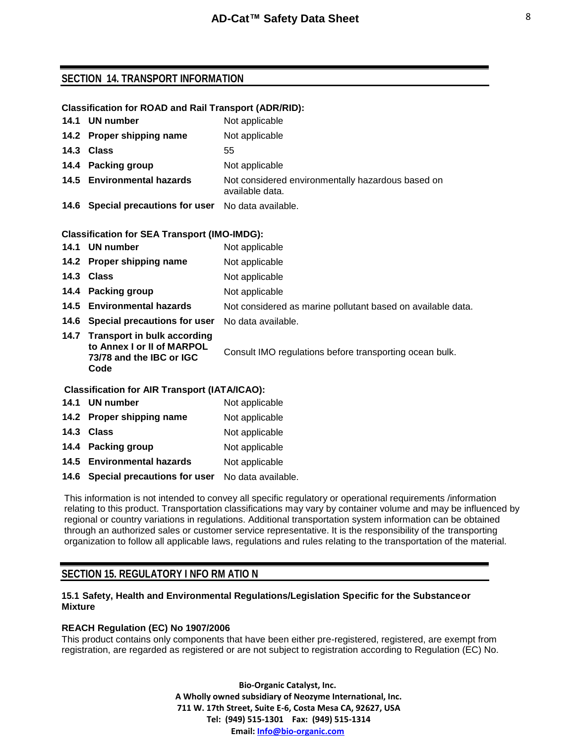## SECTION 14. TRANSPORT INFORMATION

**Classification for ROAD and Rail Transport (ADR/RID):**

| | |
|---|---|
| **14.1 UN number** | Not applicable |
| **14.2 Proper shipping name** | Not applicable |
| **14.3 Class** | 55 |
| **14.4 Packing group** | Not applicable |
| **14.5 Environmental hazards** | Not considered environmentally hazardous based on available data. |
| **14.6 Special precautions for user** | No data available. |

**Classification for SEA Transport (IMO-IMDG):**

| | |
|---|---|
| **14.1 UN number** | Not applicable |
| **14.2 Proper shipping name** | Not applicable |
| **14.3 Class** | Not applicable |
| **14.4 Packing group** | Not applicable |
| **14.5 Environmental hazards** | Not considered as marine pollutant based on available data. |
| **14.6 Special precautions for user** | No data available. |
| **14.7 Transport in bulk according to Annex I or II of MARPOL 73/78 and the IBC or IGC Code** | Consult IMO regulations before transporting ocean bulk. |

**Classification for AIR Transport (IATA/ICAO):**

| | |
|---|---|
| **14.1 UN number** | Not applicable |
| **14.2 Proper shipping name** | Not applicable |
| **14.3 Class** | Not applicable |
| **14.4 Packing group** | Not applicable |
| **14.5 Environmental hazards** | Not applicable |
| **14.6 Special precautions for user** | No data available. |

This information is not intended to convey all specific regulatory or operational requirements /information relating to this product. Transportation classifications may vary by container volume and may be influenced by regional or country variations in regulations. Additional transportation system information can be obtained through an authorized sales or customer service representative. It is the responsibility of the transporting organization to follow all applicable laws, regulations and rules relating to the transportation of the material.

## SECTION 15. REGULATORY I NFO RM ATIO N

**15.1 Safety, Health and Environmental Regulations/Legislation Specific for the Substanceor Mixture**

**REACH Regulation (EC) No 1907/2006**

This product contains only components that have been either pre-registered, registered, are exempt from registration, are regarded as registered or are not subject to registration according to Regulation (EC) No.

**Bio-Organic Catalyst, Inc.**
**A Wholly owned subsidiary of Neozyme International, Inc.**
**711 W. 17th Street, Suite E-6, Costa Mesa CA, 92627, USA**
**Tel: (949) 515-1301 Fax: (949) 515-1314**
**Email: Info@bio-organic.com**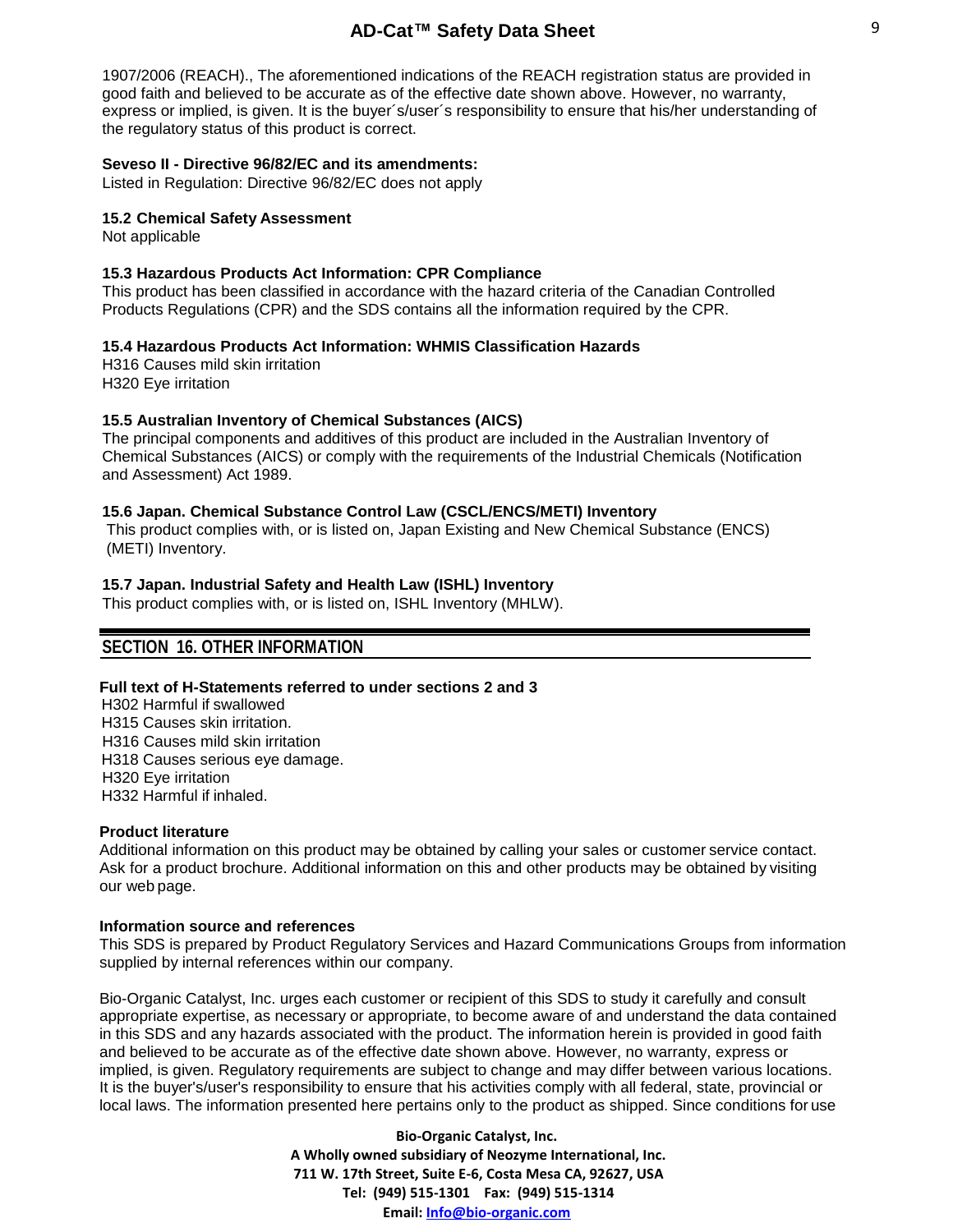1907/2006 (REACH)., The aforementioned indications of the REACH registration status are provided in good faith and believed to be accurate as of the effective date shown above. However, no warranty, express or implied, is given. It is the buyer´s/user´s responsibility to ensure that his/her understanding of the regulatory status of this product is correct.

**Seveso II - Directive 96/82/EC and its amendments:**
Listed in Regulation: Directive 96/82/EC does not apply

**15.2 Chemical Safety Assessment**
Not applicable

**15.3 Hazardous Products Act Information: CPR Compliance**
This product has been classified in accordance with the hazard criteria of the Canadian Controlled Products Regulations (CPR) and the SDS contains all the information required by the CPR.

**15.4 Hazardous Products Act Information: WHMIS Classification Hazards**
H316 Causes mild skin irritation
H320 Eye irritation

**15.5 Australian Inventory of Chemical Substances (AICS)**
The principal components and additives of this product are included in the Australian Inventory of Chemical Substances (AICS) or comply with the requirements of the Industrial Chemicals (Notification and Assessment) Act 1989.

**15.6 Japan. Chemical Substance Control Law (CSCL/ENCS/METI) Inventory**
This product complies with, or is listed on, Japan Existing and New Chemical Substance (ENCS) (METI) Inventory.

**15.7 Japan. Industrial Safety and Health Law (ISHL) Inventory**
This product complies with, or is listed on, ISHL Inventory (MHLW).

## SECTION 16. OTHER INFORMATION

**Full text of H-Statements referred to under sections 2 and 3**
H302 Harmful if swallowed
H315 Causes skin irritation.
H316 Causes mild skin irritation
H318 Causes serious eye damage.
H320 Eye irritation
H332 Harmful if inhaled.

**Product literature**
Additional information on this product may be obtained by calling your sales or customer service contact. Ask for a product brochure. Additional information on this and other products may be obtained by visiting our web page.

**Information source and references**
This SDS is prepared by Product Regulatory Services and Hazard Communications Groups from information supplied by internal references within our company.

Bio-Organic Catalyst, Inc. urges each customer or recipient of this SDS to study it carefully and consult appropriate expertise, as necessary or appropriate, to become aware of and understand the data contained in this SDS and any hazards associated with the product. The information herein is provided in good faith and believed to be accurate as of the effective date shown above. However, no warranty, express or implied, is given. Regulatory requirements are subject to change and may differ between various locations. It is the buyer's/user's responsibility to ensure that his activities comply with all federal, state, provincial or local laws. The information presented here pertains only to the product as shipped. Since conditions for use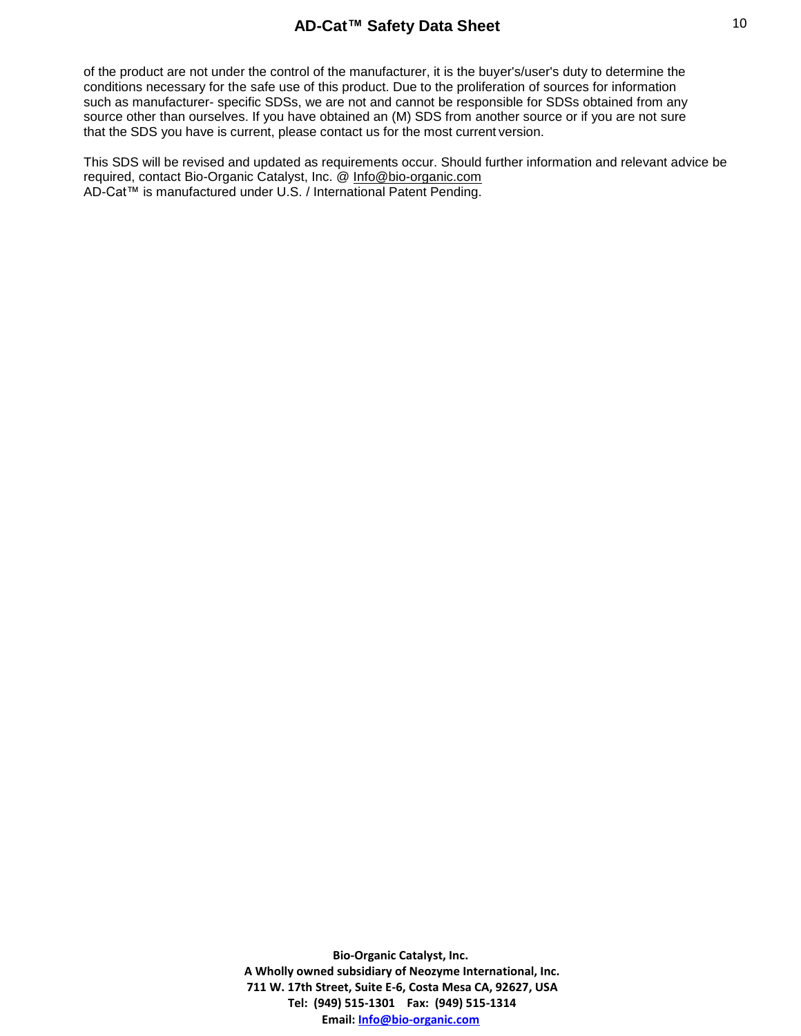of the product are not under the control of the manufacturer, it is the buyer's/user's duty to determine the conditions necessary for the safe use of this product. Due to the proliferation of sources for information such as manufacturer- specific SDSs, we are not and cannot be responsible for SDSs obtained from any source other than ourselves. If you have obtained an (M) SDS from another source or if you are not sure that the SDS you have is current, please contact us for the most current version.

This SDS will be revised and updated as requirements occur. Should further information and relevant advice be required, contact Bio-Organic Catalyst, Inc. @ Info@bio-organic.com
AD-Cat™ is manufactured under U.S. / International Patent Pending.

**Bio-Organic Catalyst, Inc.**
**A Wholly owned subsidiary of Neozyme International, Inc.**
**711 W. 17th Street, Suite E-6, Costa Mesa CA, 92627, USA**
**Tel: (949) 515-1301 Fax: (949) 515-1314**
**Email: Info@bio-organic.com**